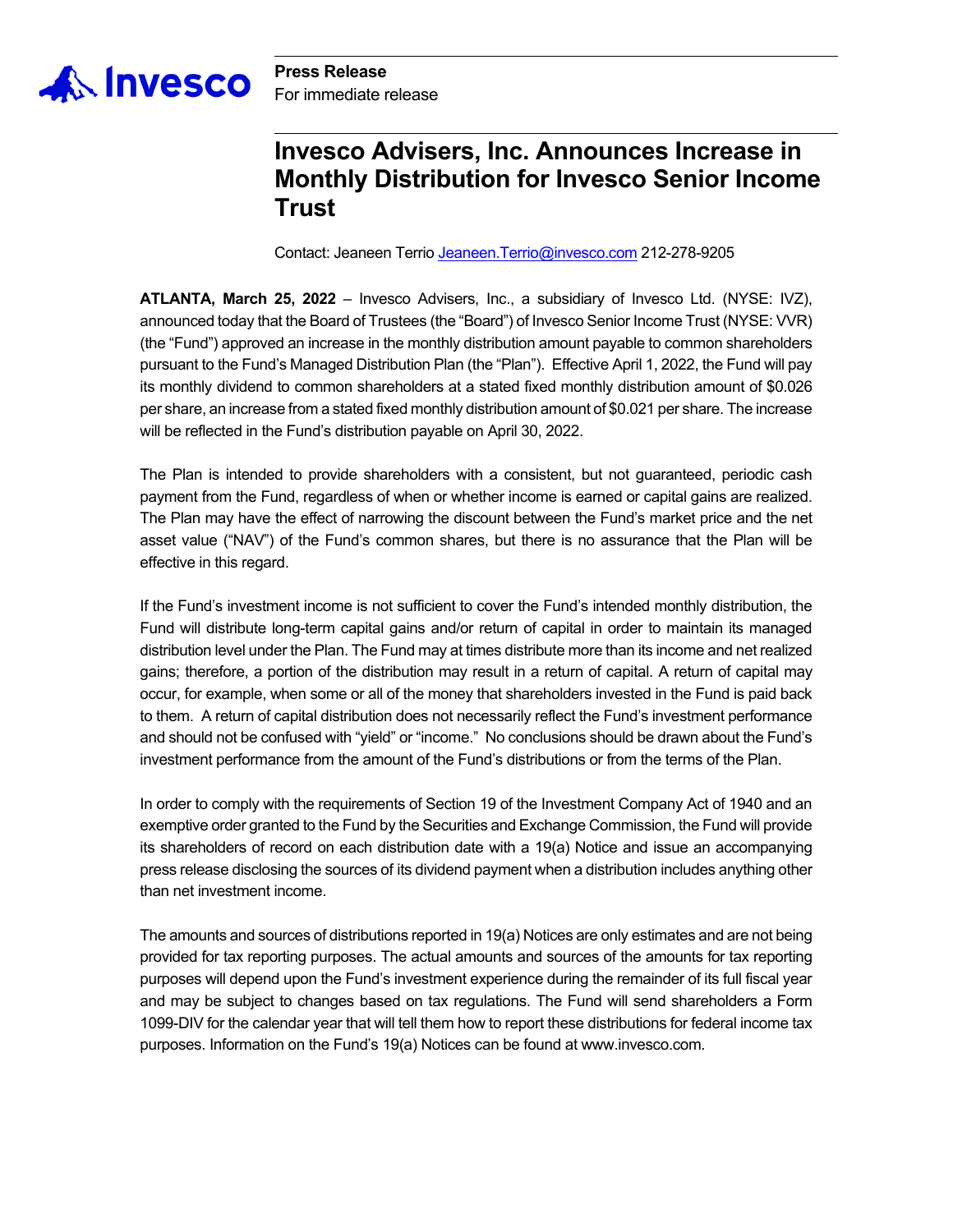**Press Release**
For immediate release

# Invesco Advisers, Inc. Announces Increase in Monthly Distribution for Invesco Senior Income Trust

Contact: Jeaneen Terrio Jeaneen.Terrio@invesco.com 212-278-9205

**ATLANTA, March 25, 2022** – Invesco Advisers, Inc., a subsidiary of Invesco Ltd. (NYSE: IVZ), announced today that the Board of Trustees (the "Board") of Invesco Senior Income Trust (NYSE: VVR) (the "Fund") approved an increase in the monthly distribution amount payable to common shareholders pursuant to the Fund's Managed Distribution Plan (the "Plan"). Effective April 1, 2022, the Fund will pay its monthly dividend to common shareholders at a stated fixed monthly distribution amount of $0.026 per share, an increase from a stated fixed monthly distribution amount of $0.021 per share. The increase will be reflected in the Fund's distribution payable on April 30, 2022.

The Plan is intended to provide shareholders with a consistent, but not guaranteed, periodic cash payment from the Fund, regardless of when or whether income is earned or capital gains are realized. The Plan may have the effect of narrowing the discount between the Fund's market price and the net asset value ("NAV") of the Fund's common shares, but there is no assurance that the Plan will be effective in this regard.

If the Fund's investment income is not sufficient to cover the Fund's intended monthly distribution, the Fund will distribute long-term capital gains and/or return of capital in order to maintain its managed distribution level under the Plan. The Fund may at times distribute more than its income and net realized gains; therefore, a portion of the distribution may result in a return of capital. A return of capital may occur, for example, when some or all of the money that shareholders invested in the Fund is paid back to them. A return of capital distribution does not necessarily reflect the Fund's investment performance and should not be confused with "yield" or "income." No conclusions should be drawn about the Fund's investment performance from the amount of the Fund's distributions or from the terms of the Plan.

In order to comply with the requirements of Section 19 of the Investment Company Act of 1940 and an exemptive order granted to the Fund by the Securities and Exchange Commission, the Fund will provide its shareholders of record on each distribution date with a 19(a) Notice and issue an accompanying press release disclosing the sources of its dividend payment when a distribution includes anything other than net investment income.

The amounts and sources of distributions reported in 19(a) Notices are only estimates and are not being provided for tax reporting purposes. The actual amounts and sources of the amounts for tax reporting purposes will depend upon the Fund's investment experience during the remainder of its full fiscal year and may be subject to changes based on tax regulations. The Fund will send shareholders a Form 1099-DIV for the calendar year that will tell them how to report these distributions for federal income tax purposes. Information on the Fund's 19(a) Notices can be found at www.invesco.com.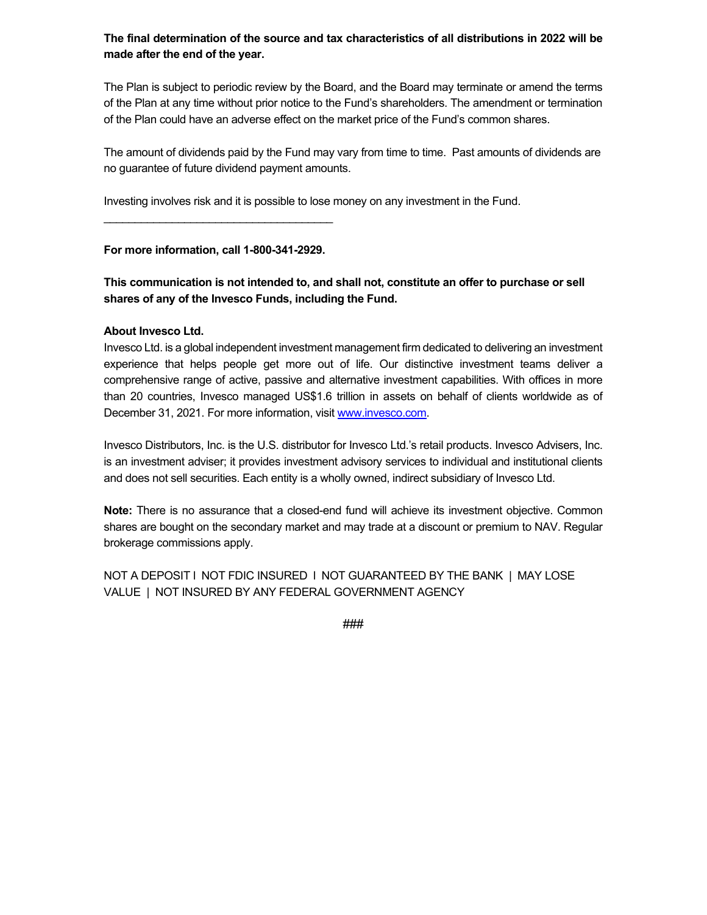**The final determination of the source and tax characteristics of all distributions in 2022 will be made after the end of the year.**

The Plan is subject to periodic review by the Board, and the Board may terminate or amend the terms of the Plan at any time without prior notice to the Fund's shareholders. The amendment or termination of the Plan could have an adverse effect on the market price of the Fund's common shares.

The amount of dividends paid by the Fund may vary from time to time. Past amounts of dividends are no guarantee of future dividend payment amounts.

Investing involves risk and it is possible to lose money on any investment in the Fund.

---

**For more information, call 1-800-341-2929.**

**This communication is not intended to, and shall not, constitute an offer to purchase or sell shares of any of the Invesco Funds, including the Fund.**

**About Invesco Ltd.**

Invesco Ltd. is a global independent investment management firm dedicated to delivering an investment experience that helps people get more out of life. Our distinctive investment teams deliver a comprehensive range of active, passive and alternative investment capabilities. With offices in more than 20 countries, Invesco managed US$1.6 trillion in assets on behalf of clients worldwide as of December 31, 2021. For more information, visit [www.invesco.com](www.invesco.com).

Invesco Distributors, Inc. is the U.S. distributor for Invesco Ltd.'s retail products. Invesco Advisers, Inc. is an investment adviser; it provides investment advisory services to individual and institutional clients and does not sell securities. Each entity is a wholly owned, indirect subsidiary of Invesco Ltd.

**Note:** There is no assurance that a closed-end fund will achieve its investment objective. Common shares are bought on the secondary market and may trade at a discount or premium to NAV. Regular brokerage commissions apply.

NOT A DEPOSIT I NOT FDIC INSURED I NOT GUARANTEED BY THE BANK | MAY LOSE VALUE | NOT INSURED BY ANY FEDERAL GOVERNMENT AGENCY

###